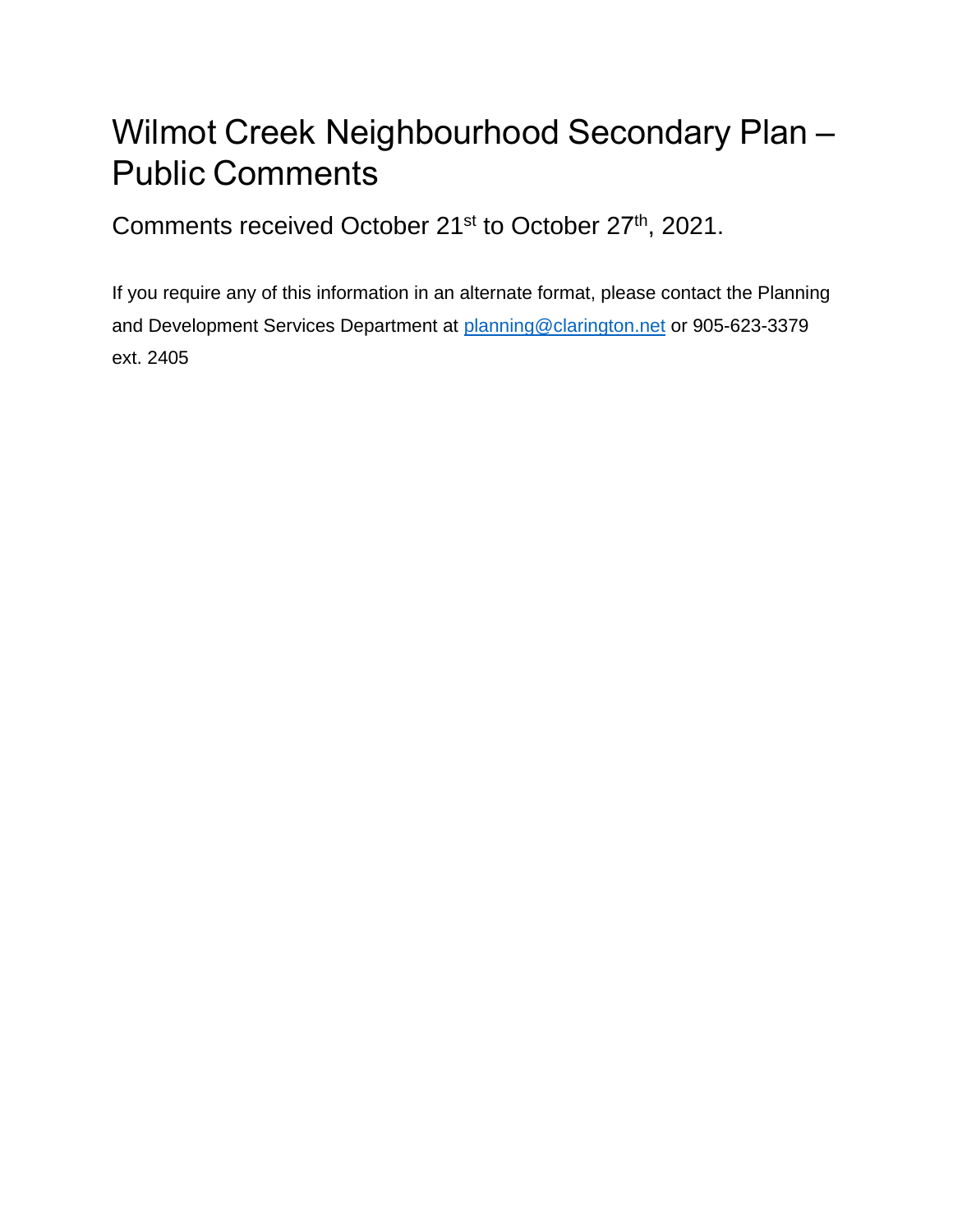# Wilmot Creek Neighbourhood Secondary Plan – Public Comments

Comments received October 21st to October 27th, 2021.

If you require any of this information in an alternate format, please contact the Planning and Development Services Department at [planning@clarington.net](mailto:planning@clarington.net) or 905-623-3379 ext. 2405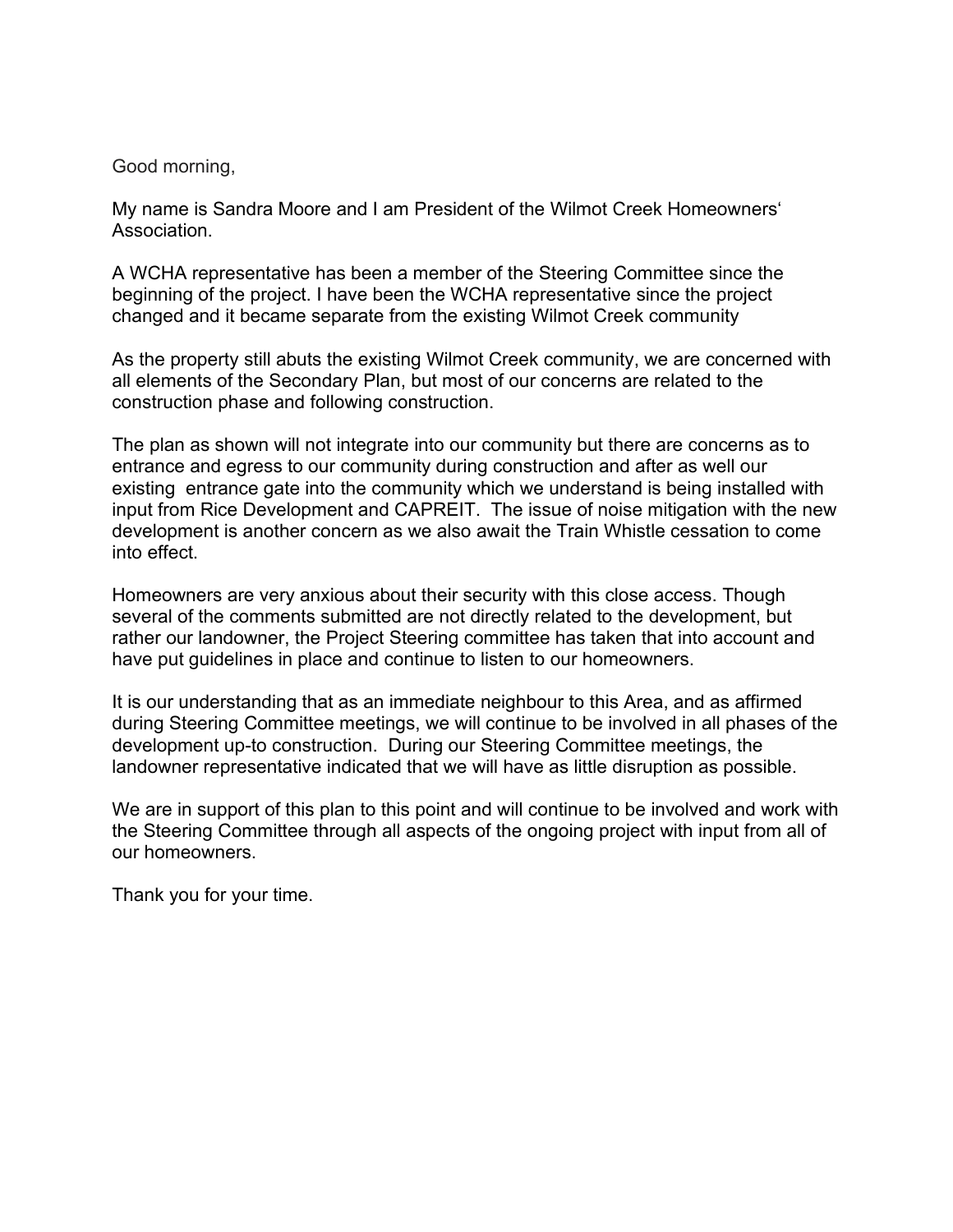Good morning,

My name is Sandra Moore and I am President of the Wilmot Creek Homeowners' Association.

A WCHA representative has been a member of the Steering Committee since the beginning of the project. I have been the WCHA representative since the project changed and it became separate from the existing Wilmot Creek community

As the property still abuts the existing Wilmot Creek community, we are concerned with all elements of the Secondary Plan, but most of our concerns are related to the construction phase and following construction.

The plan as shown will not integrate into our community but there are concerns as to entrance and egress to our community during construction and after as well our existing entrance gate into the community which we understand is being installed with input from Rice Development and CAPREIT. The issue of noise mitigation with the new development is another concern as we also await the Train Whistle cessation to come into effect.

Homeowners are very anxious about their security with this close access. Though several of the comments submitted are not directly related to the development, but rather our landowner, the Project Steering committee has taken that into account and have put guidelines in place and continue to listen to our homeowners.

It is our understanding that as an immediate neighbour to this Area, and as affirmed during Steering Committee meetings, we will continue to be involved in all phases of the development up-to construction. During our Steering Committee meetings, the landowner representative indicated that we will have as little disruption as possible.

We are in support of this plan to this point and will continue to be involved and work with the Steering Committee through all aspects of the ongoing project with input from all of our homeowners.

Thank you for your time.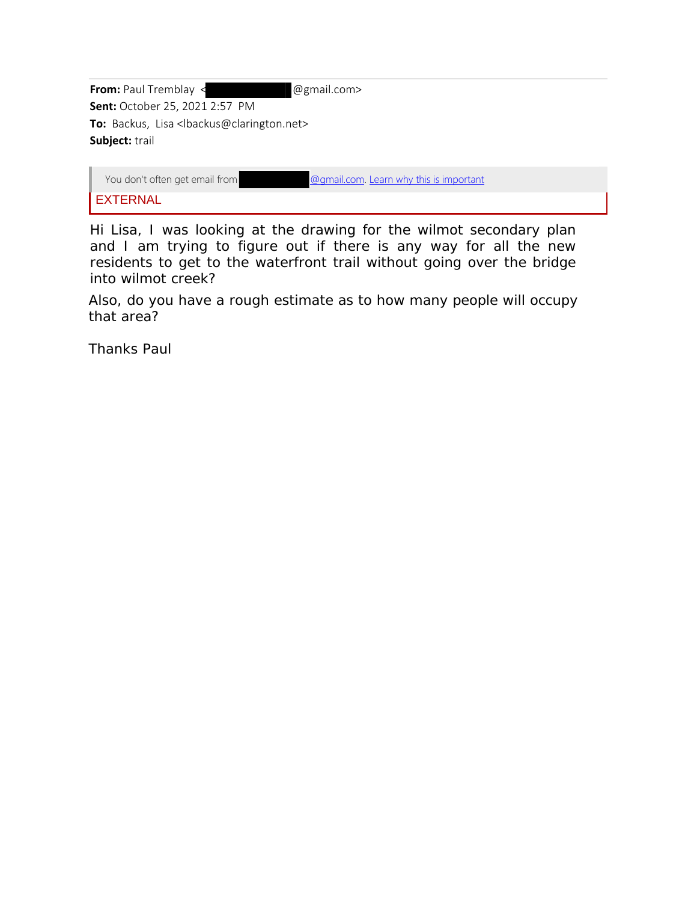**From:** Paul Tremblay <[redacted]@gmail.com>
**Sent:** October 25, 2021 2:57 PM
**To:** Backus, Lisa <lbackus@clarington.net>
**Subject:** trail

You don't often get email from [redacted]@gmail.com. Learn why this is important

EXTERNAL

Hi Lisa, I was looking at the drawing for the wilmot secondary plan and I am trying to figure out if there is any way for all the new residents to get to the waterfront trail without going over the bridge into wilmot creek?

Also, do you have a rough estimate as to how many people will occupy that area?

Thanks Paul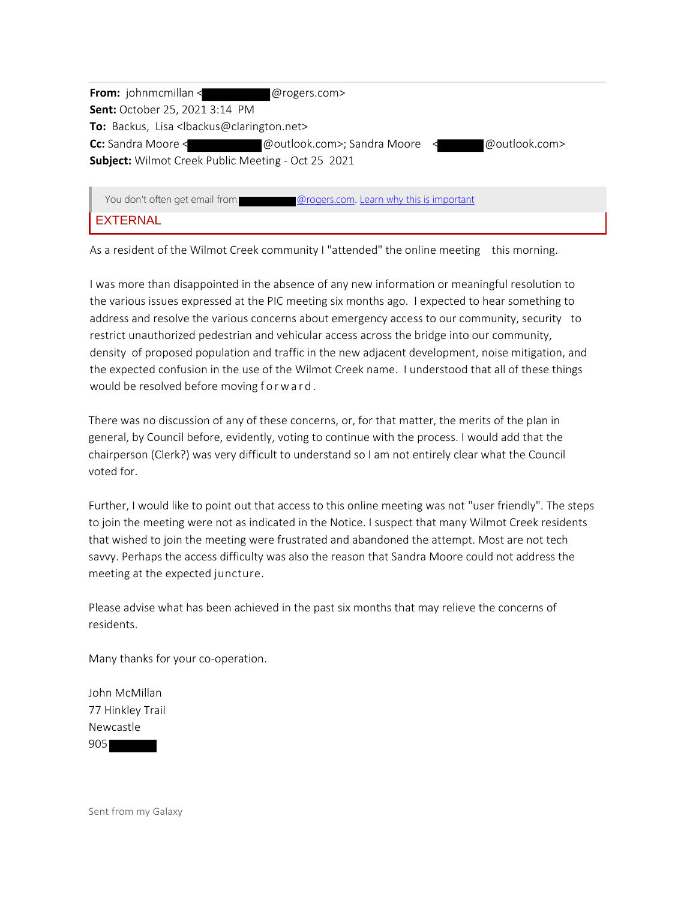**From:** johnmcmillan <@rogers.com>
**Sent:** October 25, 2021 3:14 PM
**To:** Backus, Lisa <lbackus@clarington.net>
**Cc:** Sandra Moore <@outlook.com>; Sandra Moore <@outlook.com>
**Subject:** Wilmot Creek Public Meeting - Oct 25 2021

You don't often get email from @rogers.com. Learn why this is important

EXTERNAL

As a resident of the Wilmot Creek community I "attended" the online meeting this morning.

I was more than disappointed in the absence of any new information or meaningful resolution to the various issues expressed at the PIC meeting six months ago. I expected to hear something to address and resolve the various concerns about emergency access to our community, security to restrict unauthorized pedestrian and vehicular access across the bridge into our community, density of proposed population and traffic in the new adjacent development, noise mitigation, and the expected confusion in the use of the Wilmot Creek name. I understood that all of these things would be resolved before moving forward.

There was no discussion of any of these concerns, or, for that matter, the merits of the plan in general, by Council before, evidently, voting to continue with the process. I would add that the chairperson (Clerk?) was very difficult to understand so I am not entirely clear what the Council voted for.

Further, I would like to point out that access to this online meeting was not "user friendly". The steps to join the meeting were not as indicated in the Notice. I suspect that many Wilmot Creek residents that wished to join the meeting were frustrated and abandoned the attempt. Most are not tech savvy. Perhaps the access difficulty was also the reason that Sandra Moore could not address the meeting at the expected juncture.

Please advise what has been achieved in the past six months that may relieve the concerns of residents.

Many thanks for your co-operation.

John McMillan
77 Hinkley Trail
Newcastle
905

Sent from my Galaxy